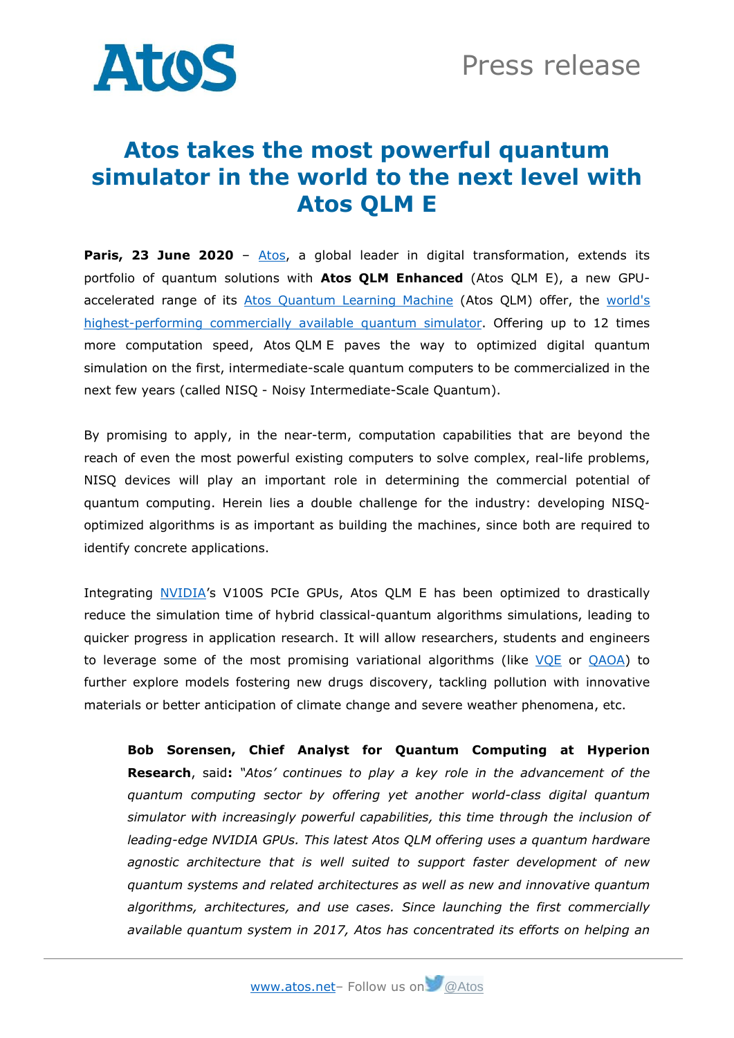# Atos takes the most powerful quantum simulator in the world to the next level with Atos QLM E

**Paris, 23 June 2020** – Atos, a global leader in digital transformation, extends its portfolio of quantum solutions with **Atos QLM Enhanced** (Atos QLM E), a new GPU-accelerated range of its Atos Quantum Learning Machine (Atos QLM) offer, the world's highest-performing commercially available quantum simulator. Offering up to 12 times more computation speed, Atos QLM E paves the way to optimized digital quantum simulation on the first, intermediate-scale quantum computers to be commercialized in the next few years (called NISQ - Noisy Intermediate-Scale Quantum).

By promising to apply, in the near-term, computation capabilities that are beyond the reach of even the most powerful existing computers to solve complex, real-life problems, NISQ devices will play an important role in determining the commercial potential of quantum computing. Herein lies a double challenge for the industry: developing NISQ-optimized algorithms is as important as building the machines, since both are required to identify concrete applications.

Integrating NVIDIA's V100S PCIe GPUs, Atos QLM E has been optimized to drastically reduce the simulation time of hybrid classical-quantum algorithms simulations, leading to quicker progress in application research. It will allow researchers, students and engineers to leverage some of the most promising variational algorithms (like VQE or QAOA) to further explore models fostering new drugs discovery, tackling pollution with innovative materials or better anticipation of climate change and severe weather phenomena, etc.

> **Bob Sorensen, Chief Analyst for Quantum Computing at Hyperion Research**, said**:** *"Atos' continues to play a key role in the advancement of the quantum computing sector by offering yet another world-class digital quantum simulator with increasingly powerful capabilities, this time through the inclusion of leading-edge NVIDIA GPUs. This latest Atos QLM offering uses a quantum hardware agnostic architecture that is well suited to support faster development of new quantum systems and related architectures as well as new and innovative quantum algorithms, architectures, and use cases. Since launching the first commercially available quantum system in 2017, Atos has concentrated its efforts on helping an*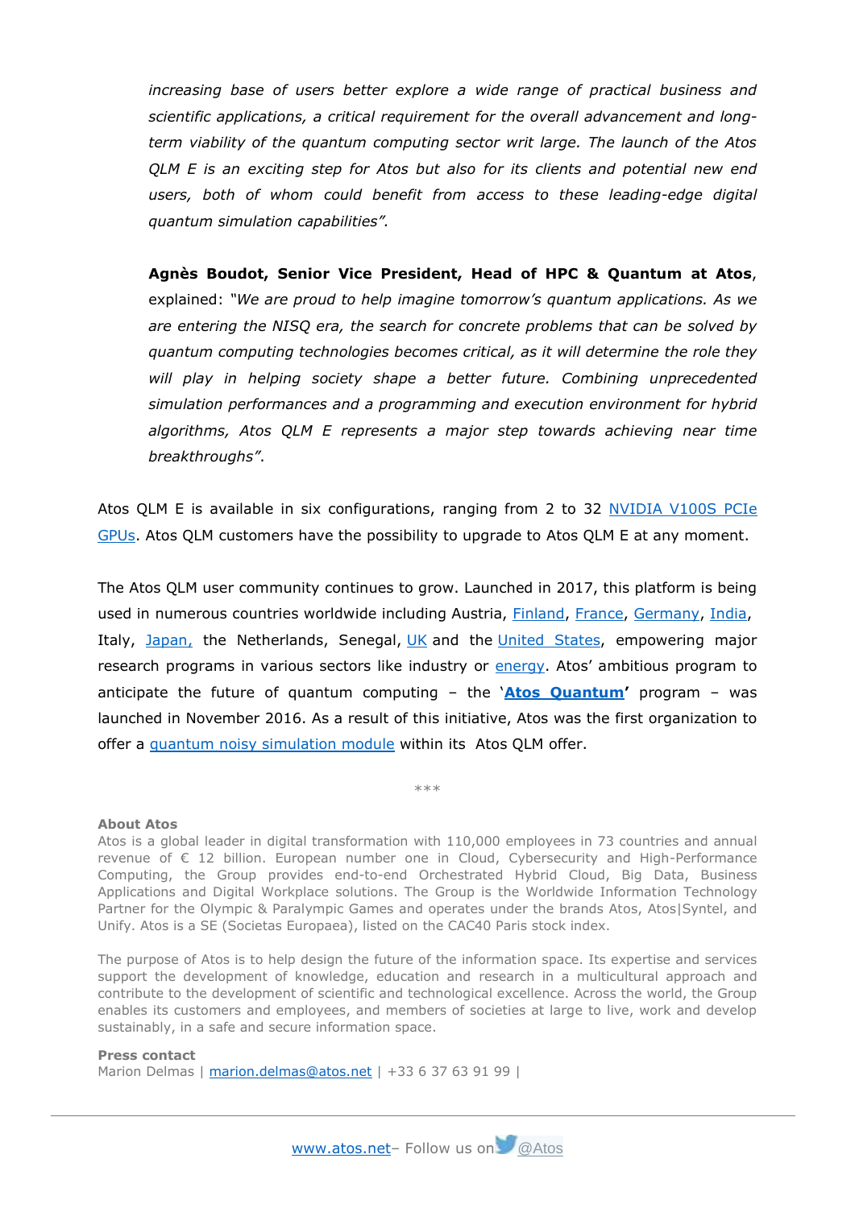*increasing base of users better explore a wide range of practical business and scientific applications, a critical requirement for the overall advancement and long-term viability of the quantum computing sector writ large. The launch of the Atos QLM E is an exciting step for Atos but also for its clients and potential new end users, both of whom could benefit from access to these leading-edge digital quantum simulation capabilities".*

**Agnès Boudot, Senior Vice President, Head of HPC & Quantum at Atos**, explained: *"We are proud to help imagine tomorrow's quantum applications. As we are entering the NISQ era, the search for concrete problems that can be solved by quantum computing technologies becomes critical, as it will determine the role they will play in helping society shape a better future. Combining unprecedented simulation performances and a programming and execution environment for hybrid algorithms, Atos QLM E represents a major step towards achieving near time breakthroughs"*.

Atos QLM E is available in six configurations, ranging from 2 to 32 NVIDIA V100S PCIe GPUs. Atos QLM customers have the possibility to upgrade to Atos QLM E at any moment.

The Atos QLM user community continues to grow. Launched in 2017, this platform is being used in numerous countries worldwide including Austria, Finland, France, Germany, India, Italy, Japan, the Netherlands, Senegal, UK and the United States, empowering major research programs in various sectors like industry or energy. Atos' ambitious program to anticipate the future of quantum computing – the '**Atos Quantum**' program – was launched in November 2016. As a result of this initiative, Atos was the first organization to offer a quantum noisy simulation module within its Atos QLM offer.

\*\*\*

**About Atos**

Atos is a global leader in digital transformation with 110,000 employees in 73 countries and annual revenue of € 12 billion. European number one in Cloud, Cybersecurity and High-Performance Computing, the Group provides end-to-end Orchestrated Hybrid Cloud, Big Data, Business Applications and Digital Workplace solutions. The Group is the Worldwide Information Technology Partner for the Olympic & Paralympic Games and operates under the brands Atos, Atos|Syntel, and Unify. Atos is a SE (Societas Europaea), listed on the CAC40 Paris stock index.

The purpose of Atos is to help design the future of the information space. Its expertise and services support the development of knowledge, education and research in a multicultural approach and contribute to the development of scientific and technological excellence. Across the world, the Group enables its customers and employees, and members of societies at large to live, work and develop sustainably, in a safe and secure information space.

**Press contact**

Marion Delmas | marion.delmas@atos.net | +33 6 37 63 91 99 |

www.atos.net– Follow us on @Atos